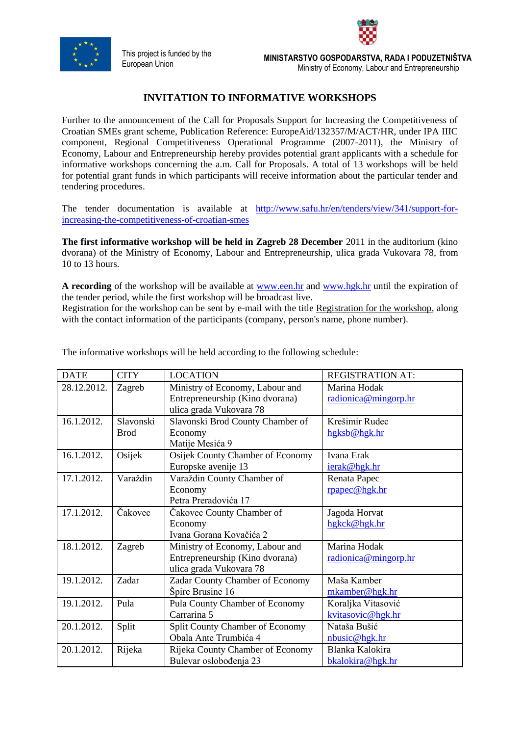This project is funded by the European Union

**MINISTARSTVO GOSPODARSTVA, RADA I PODUZETNIŠTVA**
Ministry of Economy, Labour and Entrepreneurship

# INVITATION TO INFORMATIVE WORKSHOPS

Further to the announcement of the Call for Proposals Support for Increasing the Competitiveness of Croatian SMEs grant scheme, Publication Reference: EuropeAid/132357/M/ACT/HR, under IPA IIIC component, Regional Competitiveness Operational Programme (2007-2011), the Ministry of Economy, Labour and Entrepreneurship hereby provides potential grant applicants with a schedule for informative workshops concerning the a.m. Call for Proposals. A total of 13 workshops will be held for potential grant funds in which participants will receive information about the particular tender and tendering procedures.

The tender documentation is available at http://www.safu.hr/en/tenders/view/341/support-for-increasing-the-competitiveness-of-croatian-smes

**The first informative workshop will be held in Zagreb 28 December** 2011 in the auditorium (kino dvorana) of the Ministry of Economy, Labour and Entrepreneurship, ulica grada Vukovara 78, from 10 to 13 hours.

**A recording** of the workshop will be available at www.een.hr and www.hgk.hr until the expiration of the tender period, while the first workshop will be broadcast live.
Registration for the workshop can be sent by e-mail with the title Registration for the workshop, along with the contact information of the participants (company, person's name, phone number).

The informative workshops will be held according to the following schedule:

| DATE | CITY | LOCATION | REGISTRATION AT: |
|---|---|---|---|
| 28.12.2012. | Zagreb | Ministry of Economy, Labour and Entrepreneurship (Kino dvorana) ulica grada Vukovara 78 | Marina Hodak radionica@mingorp.hr |
| 16.1.2012. | Slavonski Brod | Slavonski Brod County Chamber of Economy Matije Mesića 9 | Krešimir Rudec hgksb@hgk.hr |
| 16.1.2012. | Osijek | Osijek County Chamber of Economy Europske avenije 13 | Ivana Erak ierak@hgk.hr |
| 17.1.2012. | Varaždin | Varaždin County Chamber of Economy Petra Preradovića 17 | Renata Papec rpapec@hgk.hr |
| 17.1.2012. | Čakovec | Čakovec County Chamber of Economy Ivana Gorana Kovačića 2 | Jagoda Horvat hgkck@hgk.hr |
| 18.1.2012. | Zagreb | Ministry of Economy, Labour and Entrepreneurship (Kino dvorana) ulica grada Vukovara 78 | Marina Hodak radionica@mingorp.hr |
| 19.1.2012. | Zadar | Zadar County Chamber of Economy Špire Brusine 16 | Maša Kamber mkamber@hgk.hr |
| 19.1.2012. | Pula | Pula County Chamber of Economy Carrarina 5 | Koraljka Vitasović kvitasovic@hgk.hr |
| 20.1.2012. | Split | Split County Chamber of Economy Obala Ante Trumbića 4 | Nataša Bušić nbusic@hgk.hr |
| 20.1.2012. | Rijeka | Rijeka County Chamber of Economy Bulevar oslobođenja 23 | Blanka Kalokira bkalokira@hgk.hr |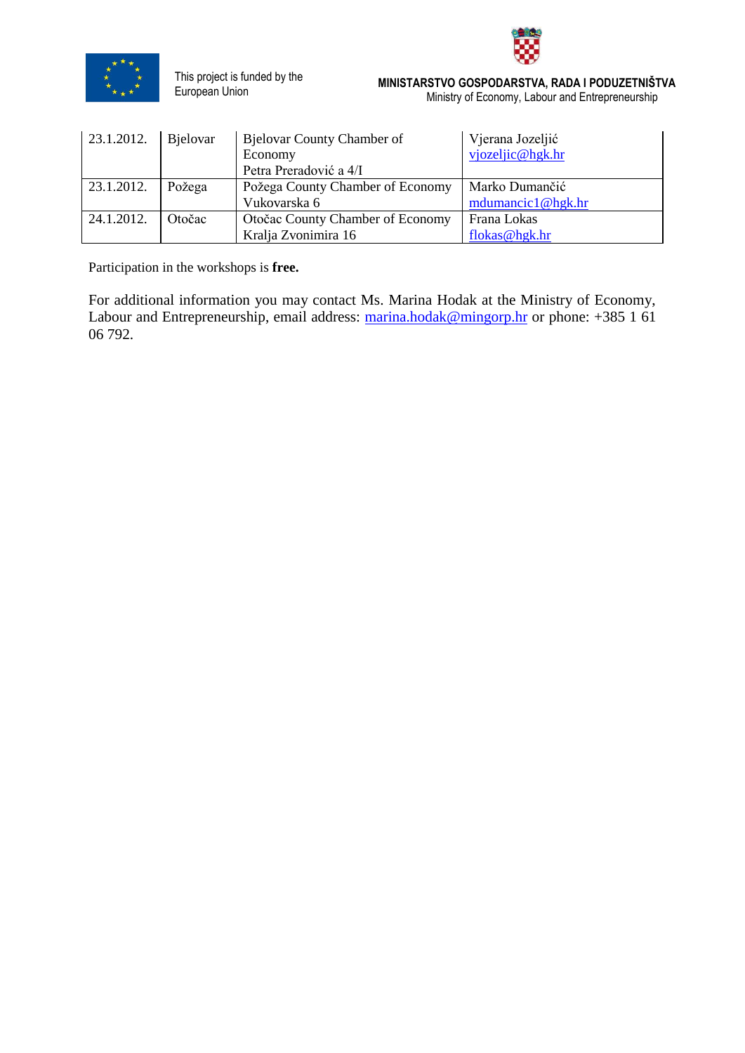| | | | |
|---|---|---|---|
| 23.1.2012. | Bjelovar | Bjelovar County Chamber of Economy<br>Petra Preradović a 4/I | Vjerana Jozeljić<br>vjozeljic@hgk.hr |
| 23.1.2012. | Požega | Požega County Chamber of Economy<br>Vukovarska 6 | Marko Dumančić<br>mdumancic1@hgk.hr |
| 24.1.2012. | Otočac | Otočac County Chamber of Economy<br>Kralja Zvonimira 16 | Frana Lokas<br>flokas@hgk.hr |

Participation in the workshops is **free.**

For additional information you may contact Ms. Marina Hodak at the Ministry of Economy, Labour and Entrepreneurship, email address: marina.hodak@mingorp.hr or phone: +385 1 61 06 792.